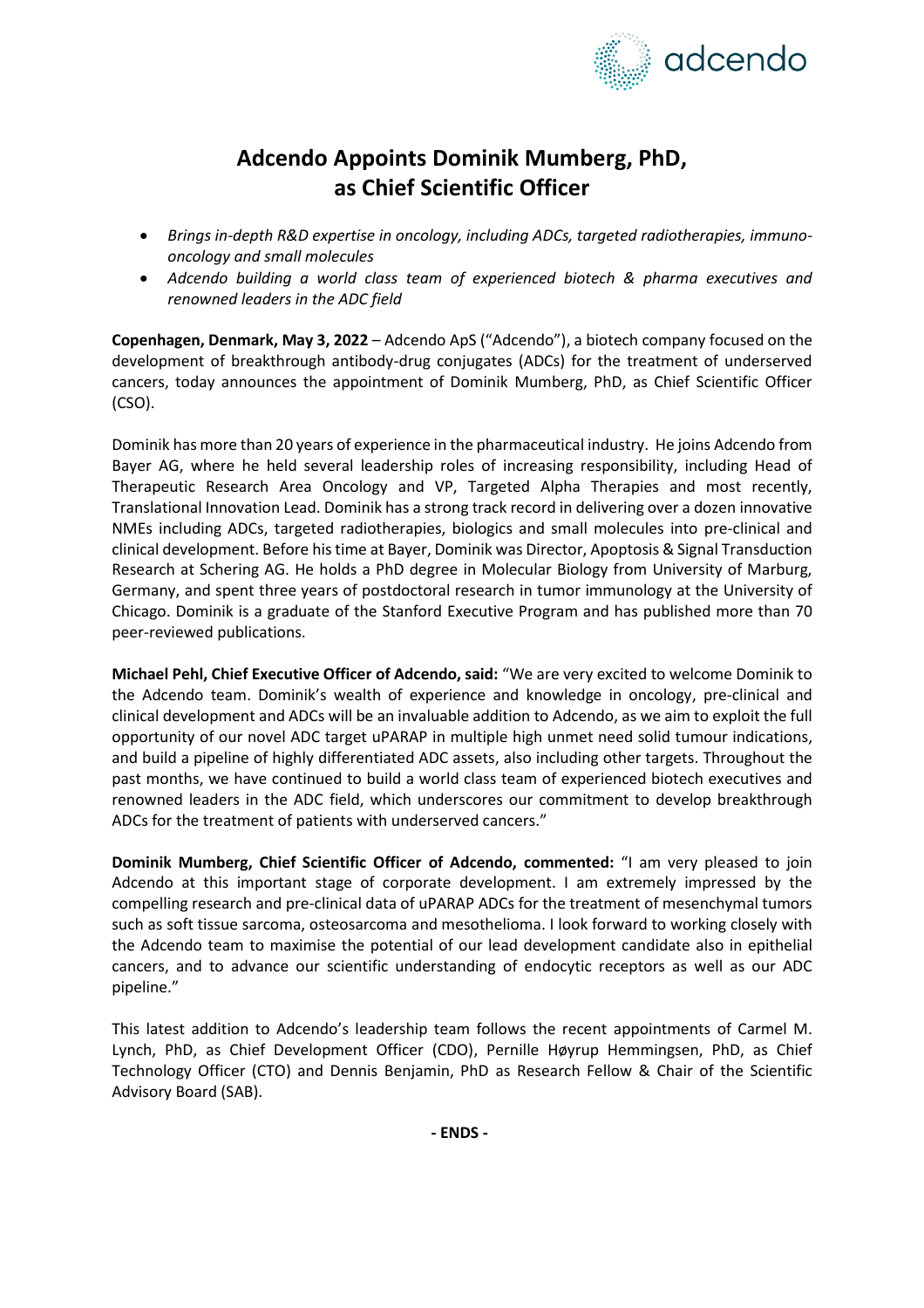# Adcendo Appoints Dominik Mumberg, PhD, as Chief Scientific Officer

- *Brings in-depth R&D expertise in oncology, including ADCs, targeted radiotherapies, immuno-oncology and small molecules*
- *Adcendo building a world class team of experienced biotech & pharma executives and renowned leaders in the ADC field*

**Copenhagen, Denmark, May 3, 2022** – Adcendo ApS ("Adcendo"), a biotech company focused on the development of breakthrough antibody-drug conjugates (ADCs) for the treatment of underserved cancers, today announces the appointment of Dominik Mumberg, PhD, as Chief Scientific Officer (CSO).

Dominik has more than 20 years of experience in the pharmaceutical industry. He joins Adcendo from Bayer AG, where he held several leadership roles of increasing responsibility, including Head of Therapeutic Research Area Oncology and VP, Targeted Alpha Therapies and most recently, Translational Innovation Lead. Dominik has a strong track record in delivering over a dozen innovative NMEs including ADCs, targeted radiotherapies, biologics and small molecules into pre-clinical and clinical development. Before his time at Bayer, Dominik was Director, Apoptosis & Signal Transduction Research at Schering AG. He holds a PhD degree in Molecular Biology from University of Marburg, Germany, and spent three years of postdoctoral research in tumor immunology at the University of Chicago. Dominik is a graduate of the Stanford Executive Program and has published more than 70 peer-reviewed publications.

**Michael Pehl, Chief Executive Officer of Adcendo, said:** "We are very excited to welcome Dominik to the Adcendo team. Dominik's wealth of experience and knowledge in oncology, pre-clinical and clinical development and ADCs will be an invaluable addition to Adcendo, as we aim to exploit the full opportunity of our novel ADC target uPARAP in multiple high unmet need solid tumour indications, and build a pipeline of highly differentiated ADC assets, also including other targets. Throughout the past months, we have continued to build a world class team of experienced biotech executives and renowned leaders in the ADC field, which underscores our commitment to develop breakthrough ADCs for the treatment of patients with underserved cancers."

**Dominik Mumberg, Chief Scientific Officer of Adcendo, commented:** "I am very pleased to join Adcendo at this important stage of corporate development. I am extremely impressed by the compelling research and pre-clinical data of uPARAP ADCs for the treatment of mesenchymal tumors such as soft tissue sarcoma, osteosarcoma and mesothelioma. I look forward to working closely with the Adcendo team to maximise the potential of our lead development candidate also in epithelial cancers, and to advance our scientific understanding of endocytic receptors as well as our ADC pipeline."

This latest addition to Adcendo's leadership team follows the recent appointments of Carmel M. Lynch, PhD, as Chief Development Officer (CDO), Pernille Høyrup Hemmingsen, PhD, as Chief Technology Officer (CTO) and Dennis Benjamin, PhD as Research Fellow & Chair of the Scientific Advisory Board (SAB).

**- ENDS -**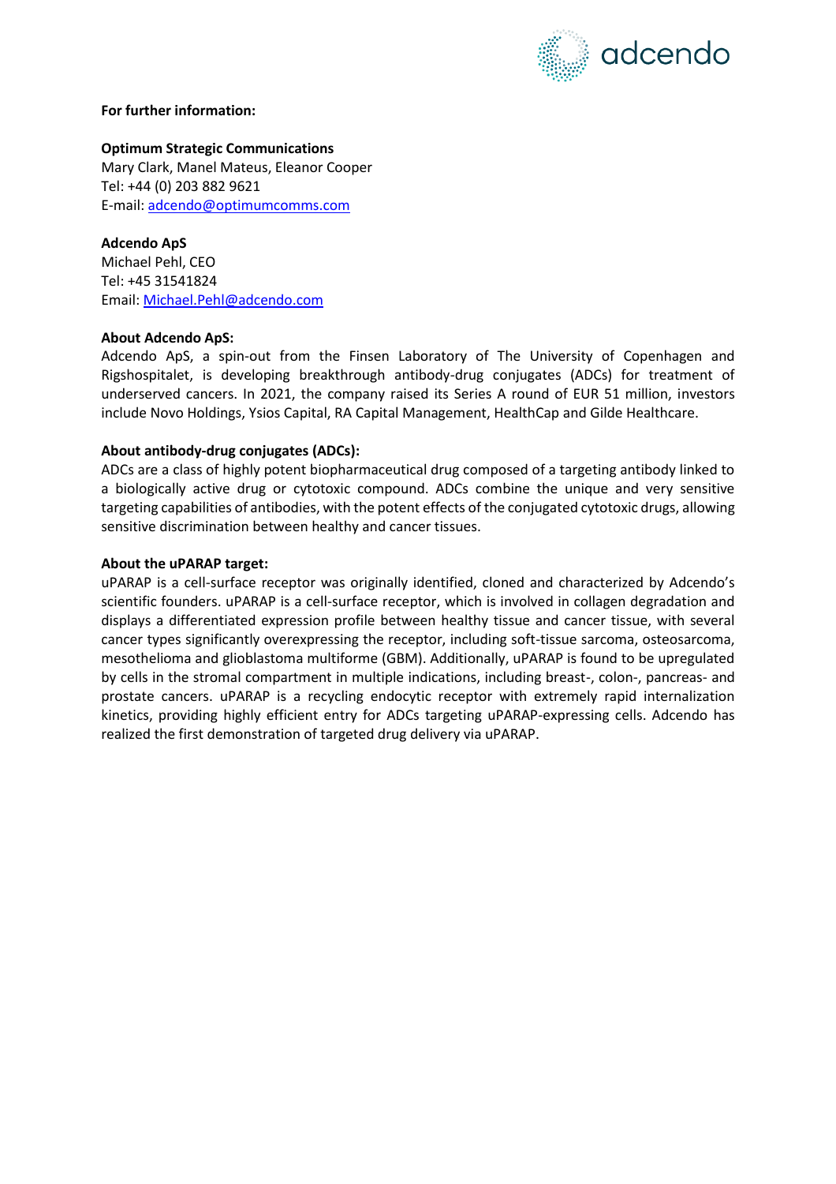**For further information:**

**Optimum Strategic Communications**
Mary Clark, Manel Mateus, Eleanor Cooper
Tel: +44 (0) 203 882 9621
E-mail: adcendo@optimumcomms.com

**Adcendo ApS**
Michael Pehl, CEO
Tel: +45 31541824
Email: Michael.Pehl@adcendo.com

**About Adcendo ApS:**
Adcendo ApS, a spin-out from the Finsen Laboratory of The University of Copenhagen and Rigshospitalet, is developing breakthrough antibody-drug conjugates (ADCs) for treatment of underserved cancers. In 2021, the company raised its Series A round of EUR 51 million, investors include Novo Holdings, Ysios Capital, RA Capital Management, HealthCap and Gilde Healthcare.

**About antibody-drug conjugates (ADCs):**
ADCs are a class of highly potent biopharmaceutical drug composed of a targeting antibody linked to a biologically active drug or cytotoxic compound. ADCs combine the unique and very sensitive targeting capabilities of antibodies, with the potent effects of the conjugated cytotoxic drugs, allowing sensitive discrimination between healthy and cancer tissues.

**About the uPARAP target:**
uPARAP is a cell-surface receptor was originally identified, cloned and characterized by Adcendo's scientific founders. uPARAP is a cell-surface receptor, which is involved in collagen degradation and displays a differentiated expression profile between healthy tissue and cancer tissue, with several cancer types significantly overexpressing the receptor, including soft-tissue sarcoma, osteosarcoma, mesothelioma and glioblastoma multiforme (GBM). Additionally, uPARAP is found to be upregulated by cells in the stromal compartment in multiple indications, including breast-, colon-, pancreas- and prostate cancers. uPARAP is a recycling endocytic receptor with extremely rapid internalization kinetics, providing highly efficient entry for ADCs targeting uPARAP-expressing cells. Adcendo has realized the first demonstration of targeted drug delivery via uPARAP.